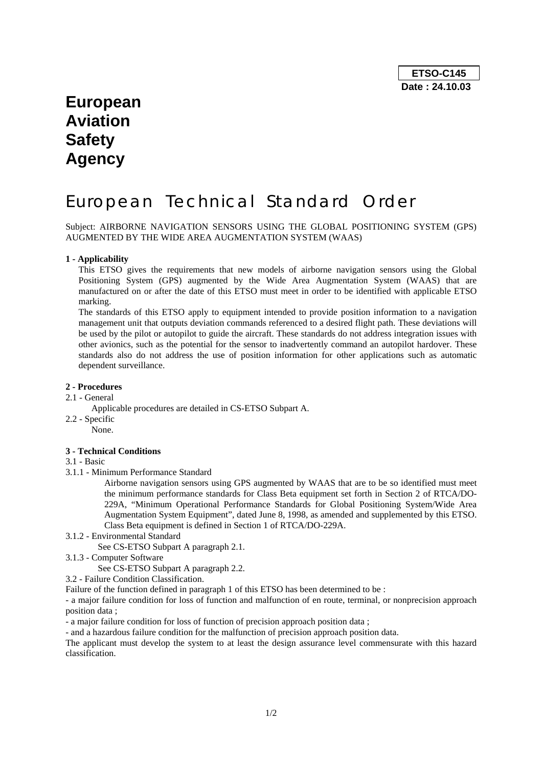**ETSO-C145**

**Date : 24.10.03**

# European Aviation Safety Agency

# European Technical Standard Order

Subject: AIRBORNE NAVIGATION SENSORS USING THE GLOBAL POSITIONING SYSTEM (GPS) AUGMENTED BY THE WIDE AREA AUGMENTATION SYSTEM (WAAS)

**1 - Applicability**

This ETSO gives the requirements that new models of airborne navigation sensors using the Global Positioning System (GPS) augmented by the Wide Area Augmentation System (WAAS) that are manufactured on or after the date of this ETSO must meet in order to be identified with applicable ETSO marking.

The standards of this ETSO apply to equipment intended to provide position information to a navigation management unit that outputs deviation commands referenced to a desired flight path. These deviations will be used by the pilot or autopilot to guide the aircraft. These standards do not address integration issues with other avionics, such as the potential for the sensor to inadvertently command an autopilot hardover. These standards also do not address the use of position information for other applications such as automatic dependent surveillance.

**2 - Procedures**

2.1 - General

Applicable procedures are detailed in CS-ETSO Subpart A.

2.2 - Specific

None.

**3 - Technical Conditions**

3.1 - Basic

3.1.1 - Minimum Performance Standard

Airborne navigation sensors using GPS augmented by WAAS that are to be so identified must meet the minimum performance standards for Class Beta equipment set forth in Section 2 of RTCA/DO-229A, "Minimum Operational Performance Standards for Global Positioning System/Wide Area Augmentation System Equipment", dated June 8, 1998, as amended and supplemented by this ETSO. Class Beta equipment is defined in Section 1 of RTCA/DO-229A.

3.1.2 - Environmental Standard

See CS-ETSO Subpart A paragraph 2.1.

3.1.3 - Computer Software

See CS-ETSO Subpart A paragraph 2.2.

3.2 - Failure Condition Classification.

Failure of the function defined in paragraph 1 of this ETSO has been determined to be :

- a major failure condition for loss of function and malfunction of en route, terminal, or nonprecision approach position data ;
- a major failure condition for loss of function of precision approach position data ;
- and a hazardous failure condition for the malfunction of precision approach position data.

The applicant must develop the system to at least the design assurance level commensurate with this hazard classification.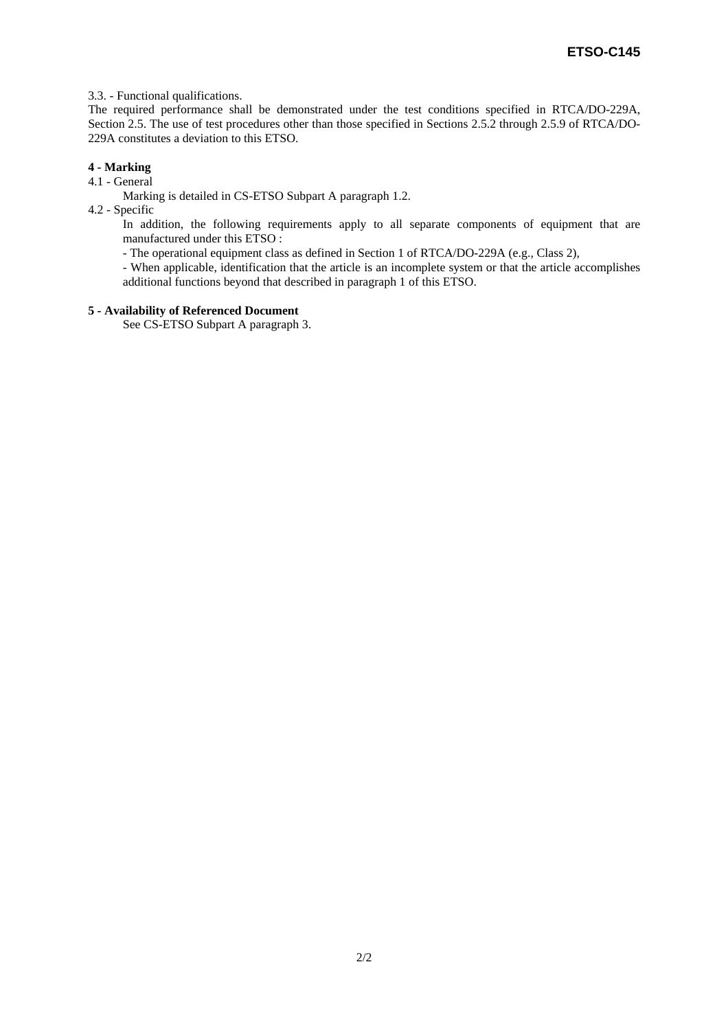3.3. - Functional qualifications.

The required performance shall be demonstrated under the test conditions specified in RTCA/DO-229A, Section 2.5. The use of test procedures other than those specified in Sections 2.5.2 through 2.5.9 of RTCA/DO-229A constitutes a deviation to this ETSO.

**4 - Marking**

4.1 - General

Marking is detailed in CS-ETSO Subpart A paragraph 1.2.

4.2 - Specific

In addition, the following requirements apply to all separate components of equipment that are manufactured under this ETSO :

- The operational equipment class as defined in Section 1 of RTCA/DO-229A (e.g., Class 2),
- When applicable, identification that the article is an incomplete system or that the article accomplishes additional functions beyond that described in paragraph 1 of this ETSO.

**5 - Availability of Referenced Document**

See CS-ETSO Subpart A paragraph 3.